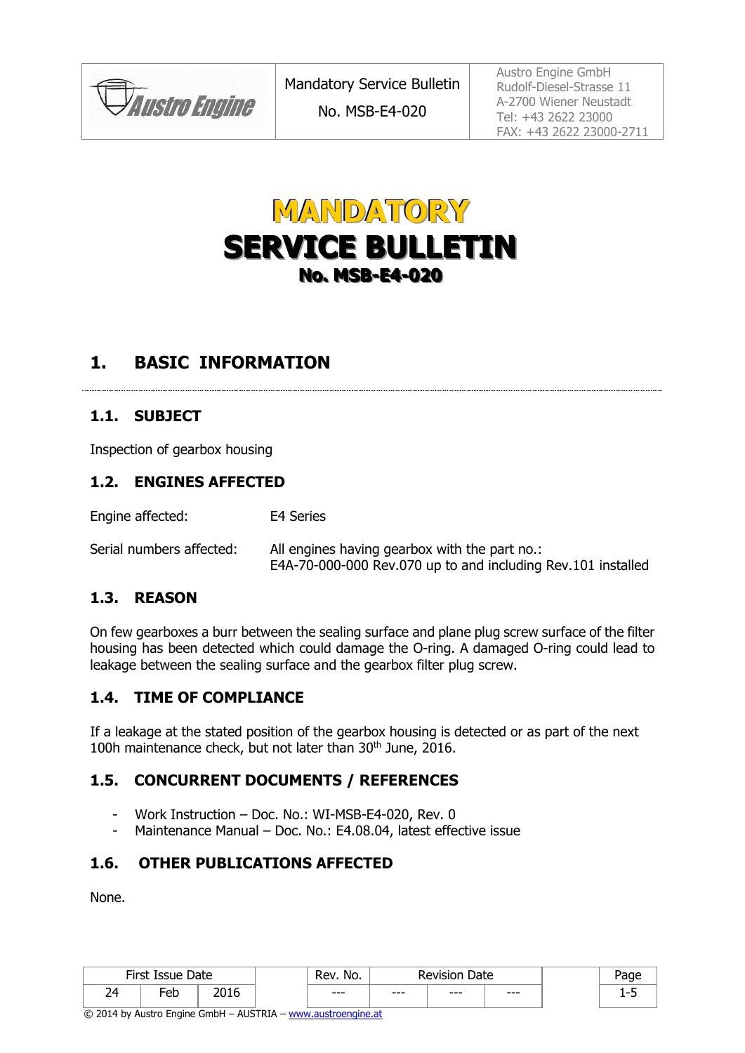| Austro Engine | Mandatory Service Bulletin<br>No. MSB-E4-020 | Austro Engine GmbH<br>Rudolf-Diesel-Strasse 11<br>A-2700 Wiener Neustadt<br>Tel: +43 2622 23000<br>FAX: +43 2622 23000-2711 |
|---|---|---|

# MANDATORY SERVICE BULLETIN

## No. MSB-E4-020

## 1. BASIC INFORMATION

### 1.1. SUBJECT

Inspection of gearbox housing

### 1.2. ENGINES AFFECTED

Engine affected: E4 Series

Serial numbers affected: All engines having gearbox with the part no.: E4A-70-000-000 Rev.070 up to and including Rev.101 installed

### 1.3. REASON

On few gearboxes a burr between the sealing surface and plane plug screw surface of the filter housing has been detected which could damage the O-ring. A damaged O-ring could lead to leakage between the sealing surface and the gearbox filter plug screw.

### 1.4. TIME OF COMPLIANCE

If a leakage at the stated position of the gearbox housing is detected or as part of the next 100h maintenance check, but not later than 30th June, 2016.

### 1.5. CONCURRENT DOCUMENTS / REFERENCES

- Work Instruction – Doc. No.: WI-MSB-E4-020, Rev. 0
- Maintenance Manual – Doc. No.: E4.08.04, latest effective issue

### 1.6. OTHER PUBLICATIONS AFFECTED

None.

| First Issue Date | | | Rev. No. | Revision Date | | |
|---|---|---|---|---|---|---|
| 24 | Feb | 2016 | --- | --- | --- | --- |

© 2014 by Austro Engine GmbH – AUSTRIA – www.austroengine.at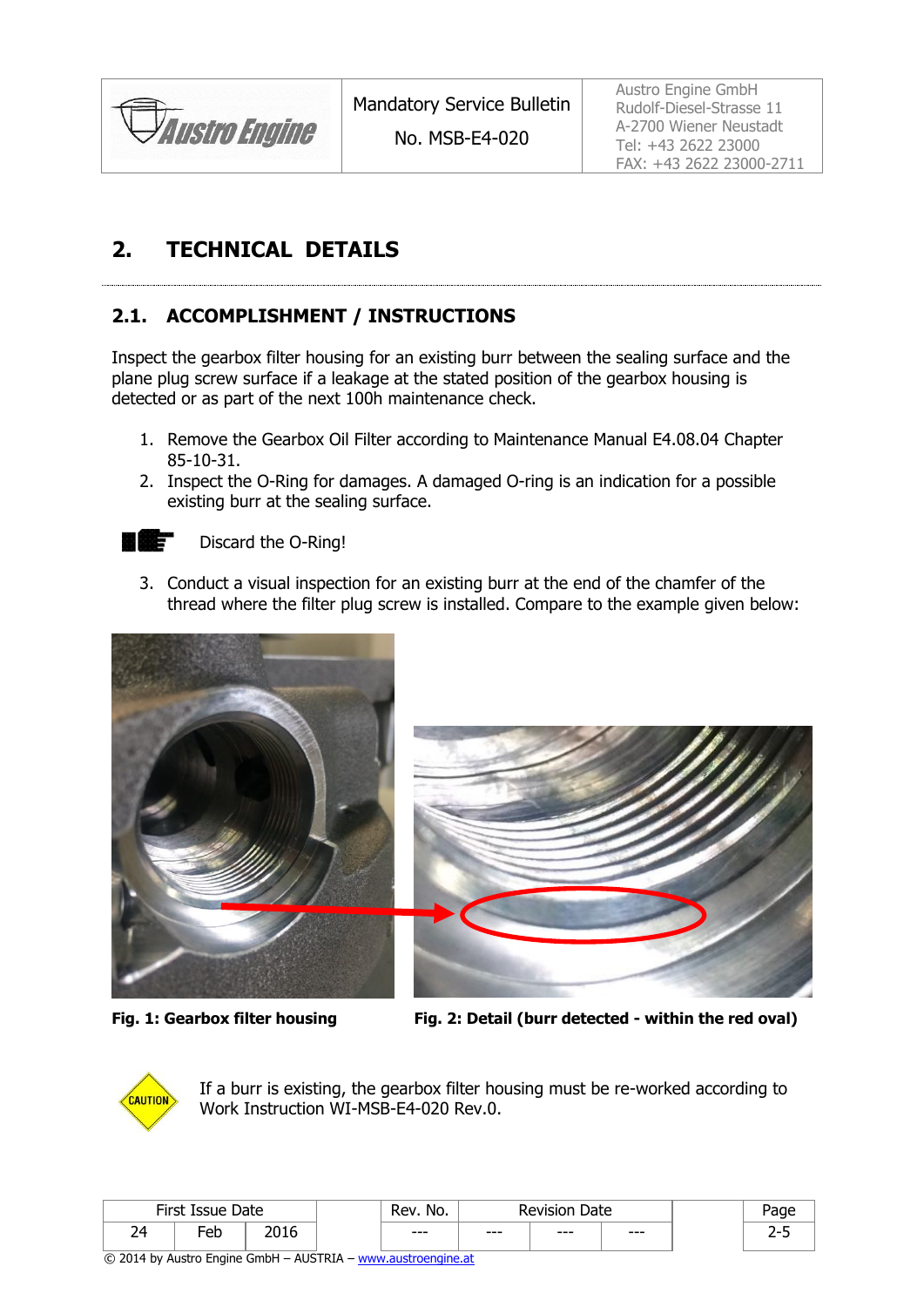## 2. TECHNICAL DETAILS

### 2.1. ACCOMPLISHMENT / INSTRUCTIONS

Inspect the gearbox filter housing for an existing burr between the sealing surface and the plane plug screw surface if a leakage at the stated position of the gearbox housing is detected or as part of the next 100h maintenance check.

1. Remove the Gearbox Oil Filter according to Maintenance Manual E4.08.04 Chapter 85-10-31.
2. Inspect the O-Ring for damages. A damaged O-ring is an indication for a possible existing burr at the sealing surface.

Discard the O-Ring!

3. Conduct a visual inspection for an existing burr at the end of the chamfer of the thread where the filter plug screw is installed. Compare to the example given below:

**Fig. 1: Gearbox filter housing**

**Fig. 2: Detail (burr detected - within the red oval)**

CAUTION: If a burr is existing, the gearbox filter housing must be re-worked according to Work Instruction WI-MSB-E4-020 Rev.0.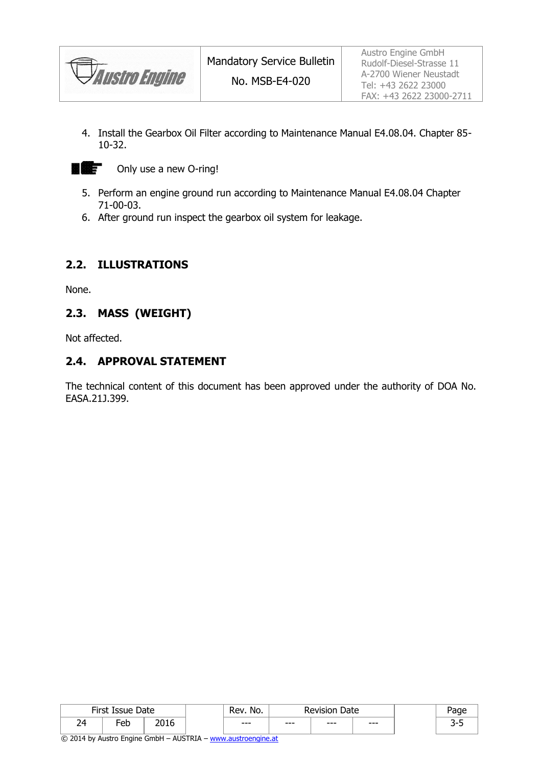4. Install the Gearbox Oil Filter according to Maintenance Manual E4.08.04. Chapter 85-10-32.

Only use a new O-ring!

5. Perform an engine ground run according to Maintenance Manual E4.08.04 Chapter 71-00-03.
6. After ground run inspect the gearbox oil system for leakage.

## 2.2. ILLUSTRATIONS

None.

## 2.3. MASS (WEIGHT)

Not affected.

## 2.4. APPROVAL STATEMENT

The technical content of this document has been approved under the authority of DOA No. EASA.21J.399.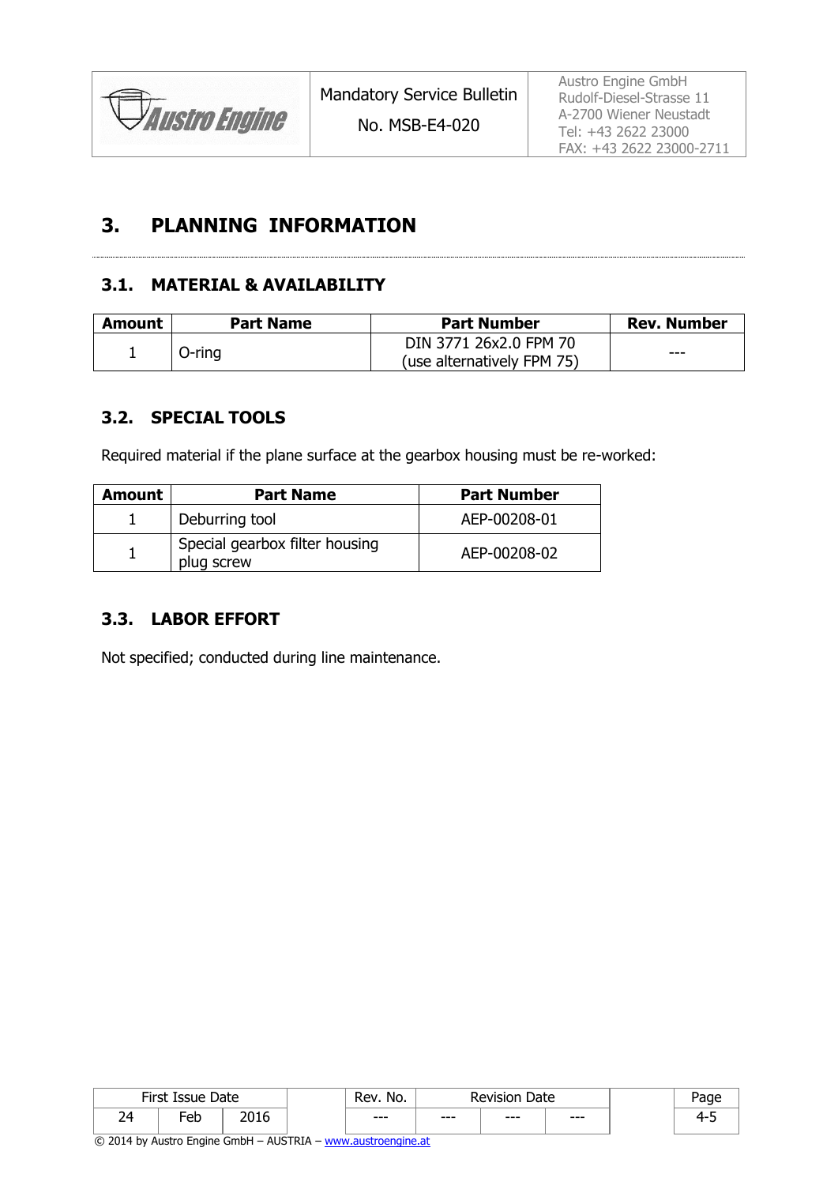# 3. PLANNING INFORMATION

## 3.1. MATERIAL & AVAILABILITY

| Amount | Part Name | Part Number | Rev. Number |
|---|---|---|---|
| 1 | O-ring | DIN 3771 26x2.0 FPM 70 (use alternatively FPM 75) | --- |

## 3.2. SPECIAL TOOLS

Required material if the plane surface at the gearbox housing must be re-worked:

| Amount | Part Name | Part Number |
|---|---|---|
| 1 | Deburring tool | AEP-00208-01 |
| 1 | Special gearbox filter housing plug screw | AEP-00208-02 |

## 3.3. LABOR EFFORT

Not specified; conducted during line maintenance.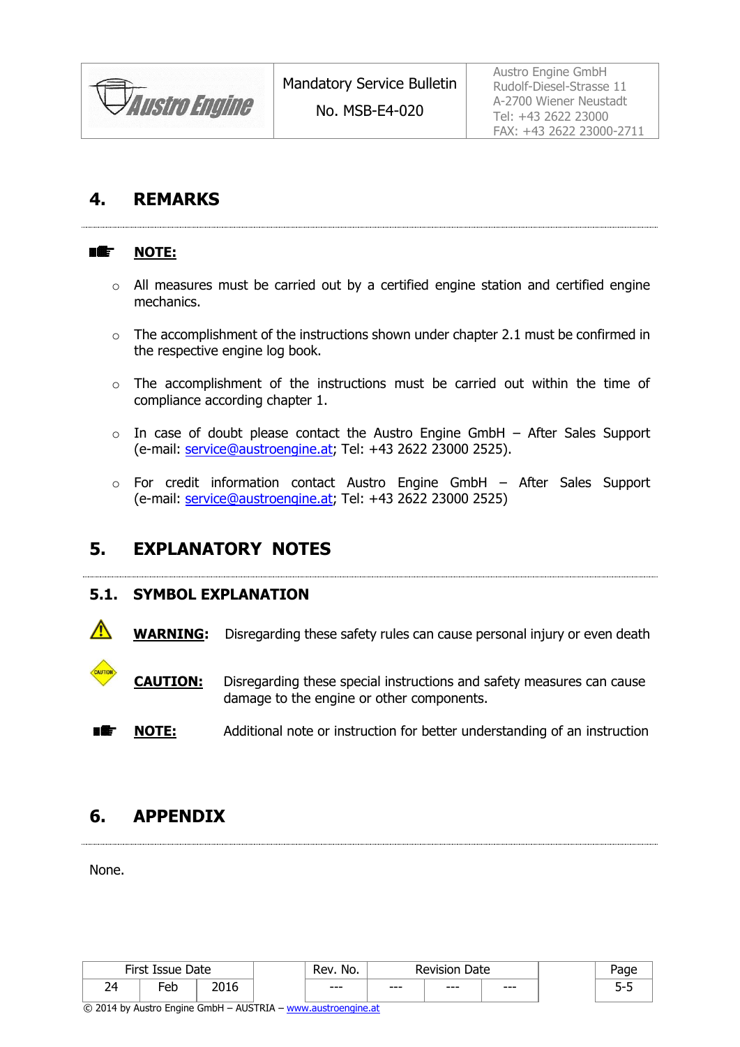## 4. REMARKS

**NOTE:**

- All measures must be carried out by a certified engine station and certified engine mechanics.
- The accomplishment of the instructions shown under chapter 2.1 must be confirmed in the respective engine log book.
- The accomplishment of the instructions must be carried out within the time of compliance according chapter 1.
- In case of doubt please contact the Austro Engine GmbH – After Sales Support (e-mail: service@austroengine.at; Tel: +43 2622 23000 2525).
- For credit information contact Austro Engine GmbH – After Sales Support (e-mail: service@austroengine.at; Tel: +43 2622 23000 2525)

## 5. EXPLANATORY NOTES

### 5.1. SYMBOL EXPLANATION

**WARNING:** Disregarding these safety rules can cause personal injury or even death

**CAUTION:** Disregarding these special instructions and safety measures can cause damage to the engine or other components.

**NOTE:** Additional note or instruction for better understanding of an instruction

## 6. APPENDIX

None.